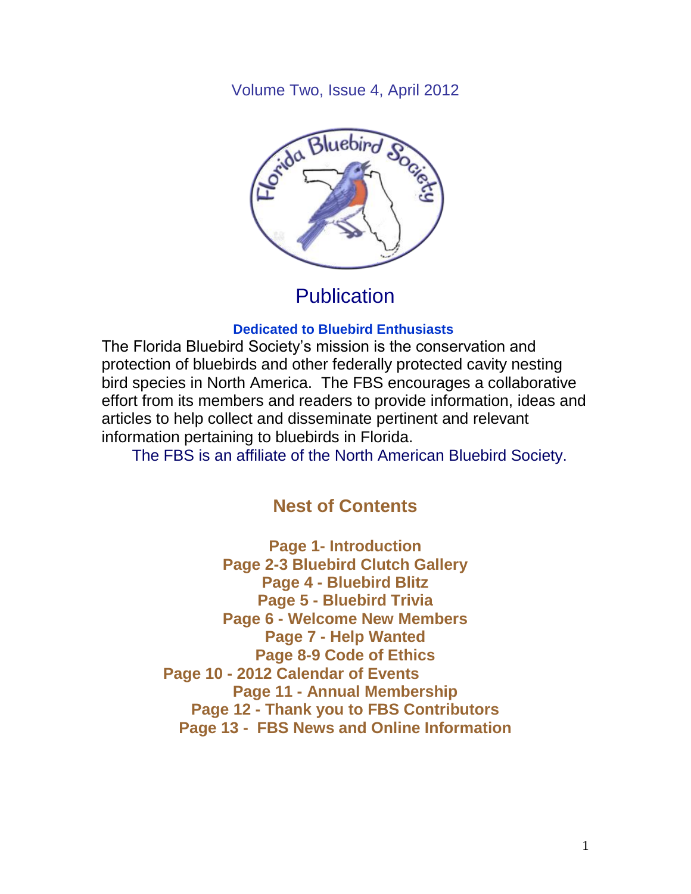Volume Two, Issue 4, April 2012

# Publication

**Dedicated to Bluebird Enthusiasts**

The Florida Bluebird Society's mission is the conservation and protection of bluebirds and other federally protected cavity nesting bird species in North America. The FBS encourages a collaborative effort from its members and readers to provide information, ideas and articles to help collect and disseminate pertinent and relevant information pertaining to bluebirds in Florida.

The FBS is an affiliate of the North American Bluebird Society.

## Nest of Contents

**Page 1- Introduction**
**Page 2-3 Bluebird Clutch Gallery**
**Page 4 - Bluebird Blitz**
**Page 5 - Bluebird Trivia**
**Page 6 - Welcome New Members**
**Page 7 - Help Wanted**
**Page 8-9 Code of Ethics**
**Page 10 - 2012 Calendar of Events**
**Page 11 - Annual Membership**
**Page 12 - Thank you to FBS Contributors**
**Page 13 - FBS News and Online Information**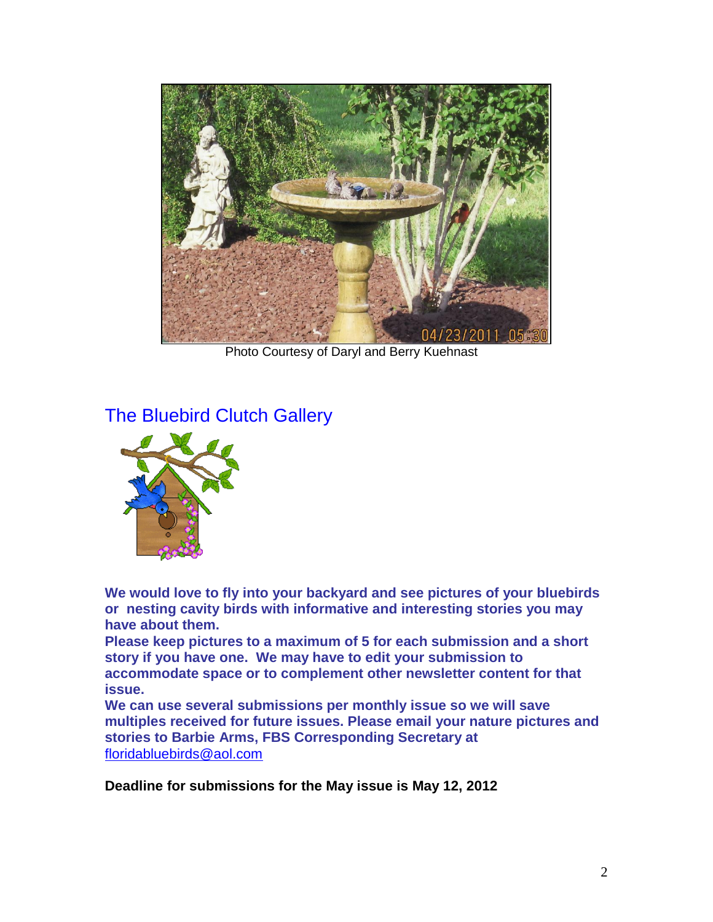Photo Courtesy of Daryl and Berry Kuehnast

## The Bluebird Clutch Gallery

**We would love to fly into your backyard and see pictures of your bluebirds or nesting cavity birds with informative and interesting stories you may have about them.**

**Please keep pictures to a maximum of 5 for each submission and a short story if you have one. We may have to edit your submission to accommodate space or to complement other newsletter content for that issue.**

**We can use several submissions per monthly issue so we will save multiples received for future issues. Please email your nature pictures and stories to Barbie Arms, FBS Corresponding Secretary at** floridabluebirds@aol.com

**Deadline for submissions for the May issue is May 12, 2012**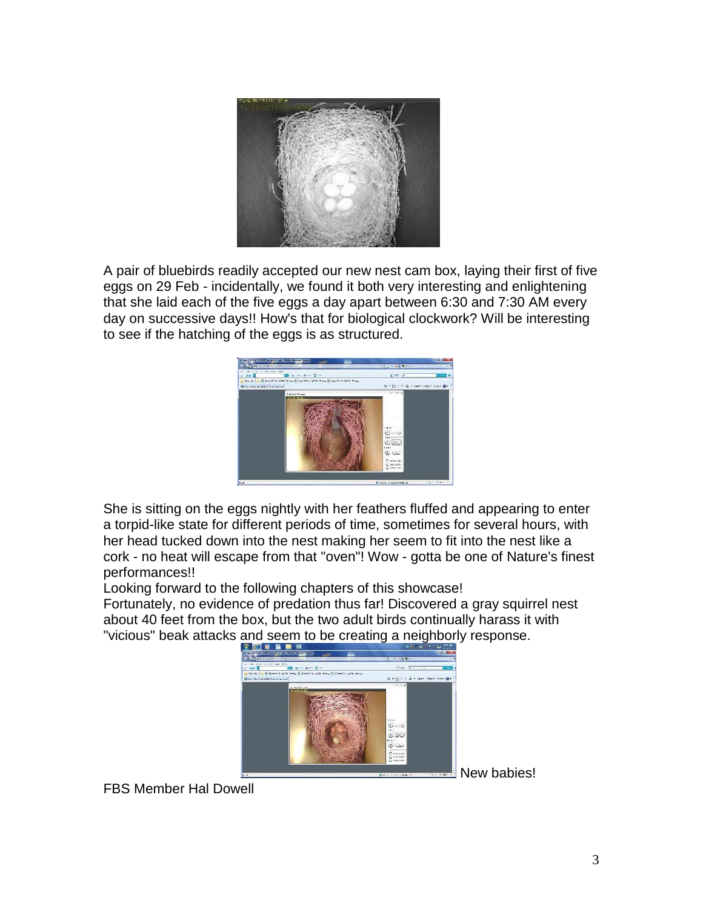A pair of bluebirds readily accepted our new nest cam box, laying their first of five eggs on 29 Feb - incidentally, we found it both very interesting and enlightening that she laid each of the five eggs a day apart between 6:30 and 7:30 AM every day on successive days!! How's that for biological clockwork? Will be interesting to see if the hatching of the eggs is as structured.

She is sitting on the eggs nightly with her feathers fluffed and appearing to enter a torpid-like state for different periods of time, sometimes for several hours, with her head tucked down into the nest making her seem to fit into the nest like a cork - no heat will escape from that "oven"! Wow - gotta be one of Nature's finest performances!!

Looking forward to the following chapters of this showcase!

Fortunately, no evidence of predation thus far! Discovered a gray squirrel nest about 40 feet from the box, but the two adult birds continually harass it with "vicious" beak attacks and seem to be creating a neighborly response.

New babies!

FBS Member Hal Dowell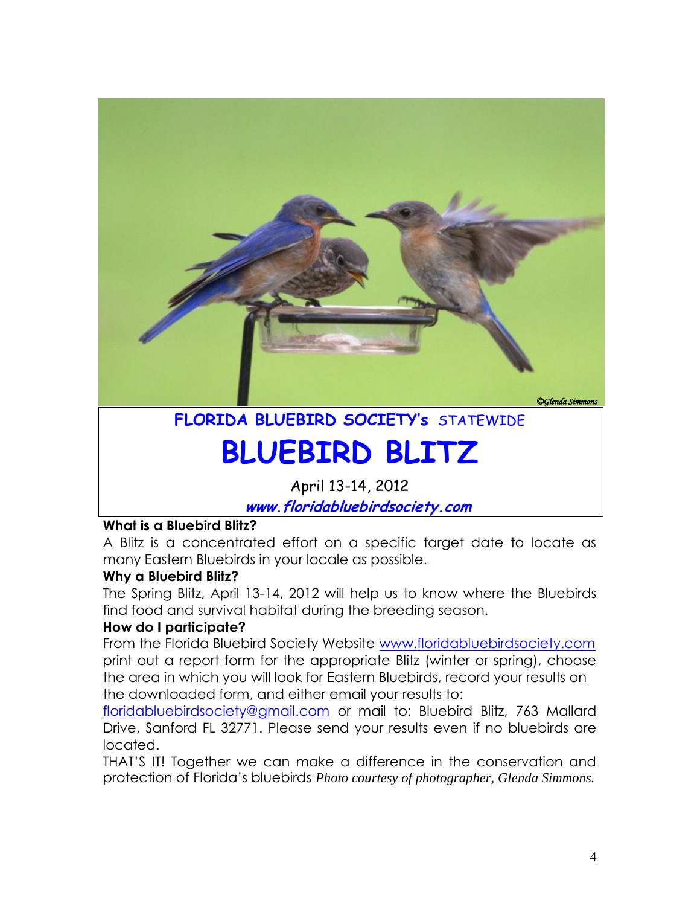©Glenda Simmons

**FLORIDA BLUEBIRD SOCIETY's** STATEWIDE

# BLUEBIRD BLITZ

April 13-14, 2012

***www.floridabluebirdsociety.com***

**What is a Bluebird Blitz?**

A Blitz is a concentrated effort on a specific target date to locate as many Eastern Bluebirds in your locale as possible.

**Why a Bluebird Blitz?**

The Spring Blitz, April 13-14, 2012 will help us to know where the Bluebirds find food and survival habitat during the breeding season.

**How do I participate?**

From the Florida Bluebird Society Website www.floridabluebirdsociety.com print out a report form for the appropriate Blitz (winter or spring), choose the area in which you will look for Eastern Bluebirds, record your results on the downloaded form, and either email your results to: floridabluebirdsociety@gmail.com or mail to: Bluebird Blitz, 763 Mallard Drive, Sanford FL 32771. Please send your results even if no bluebirds are located.

THAT'S IT! Together we can make a difference in the conservation and protection of Florida's bluebirds *Photo courtesy of photographer, Glenda Simmons.*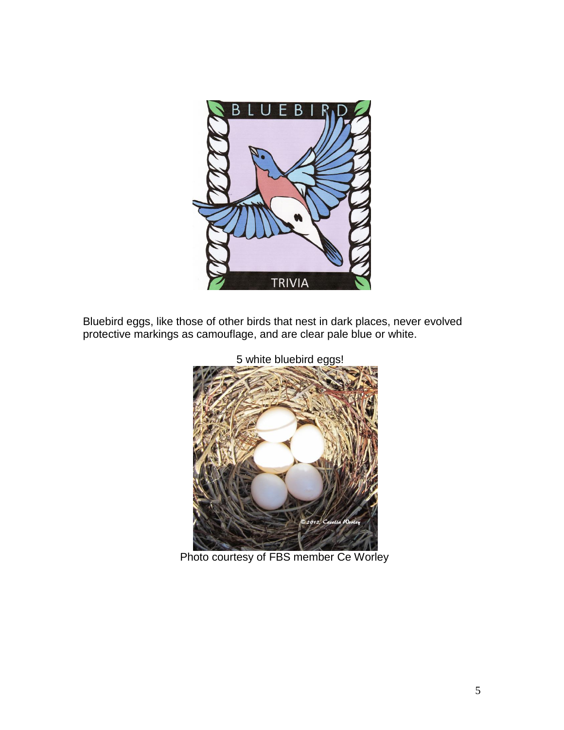Bluebird eggs, like those of other birds that nest in dark places, never evolved protective markings as camouflage, and are clear pale blue or white.

5 white bluebird eggs!

Photo courtesy of FBS member Ce Worley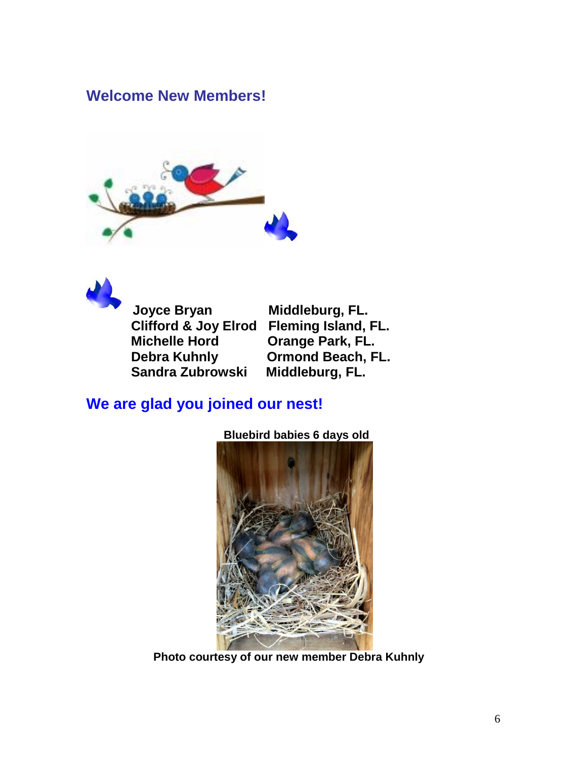## Welcome New Members!

| | |
|---|---|
| **Joyce Bryan** | **Middleburg, FL.** |
| **Clifford & Joy Elrod** | **Fleming Island, FL.** |
| **Michelle Hord** | **Orange Park, FL.** |
| **Debra Kuhnly** | **Ormond Beach, FL.** |
| **Sandra Zubrowski** | **Middleburg, FL.** |

## We are glad you joined our nest!

**Bluebird babies 6 days old**

**Photo courtesy of our new member Debra Kuhnly**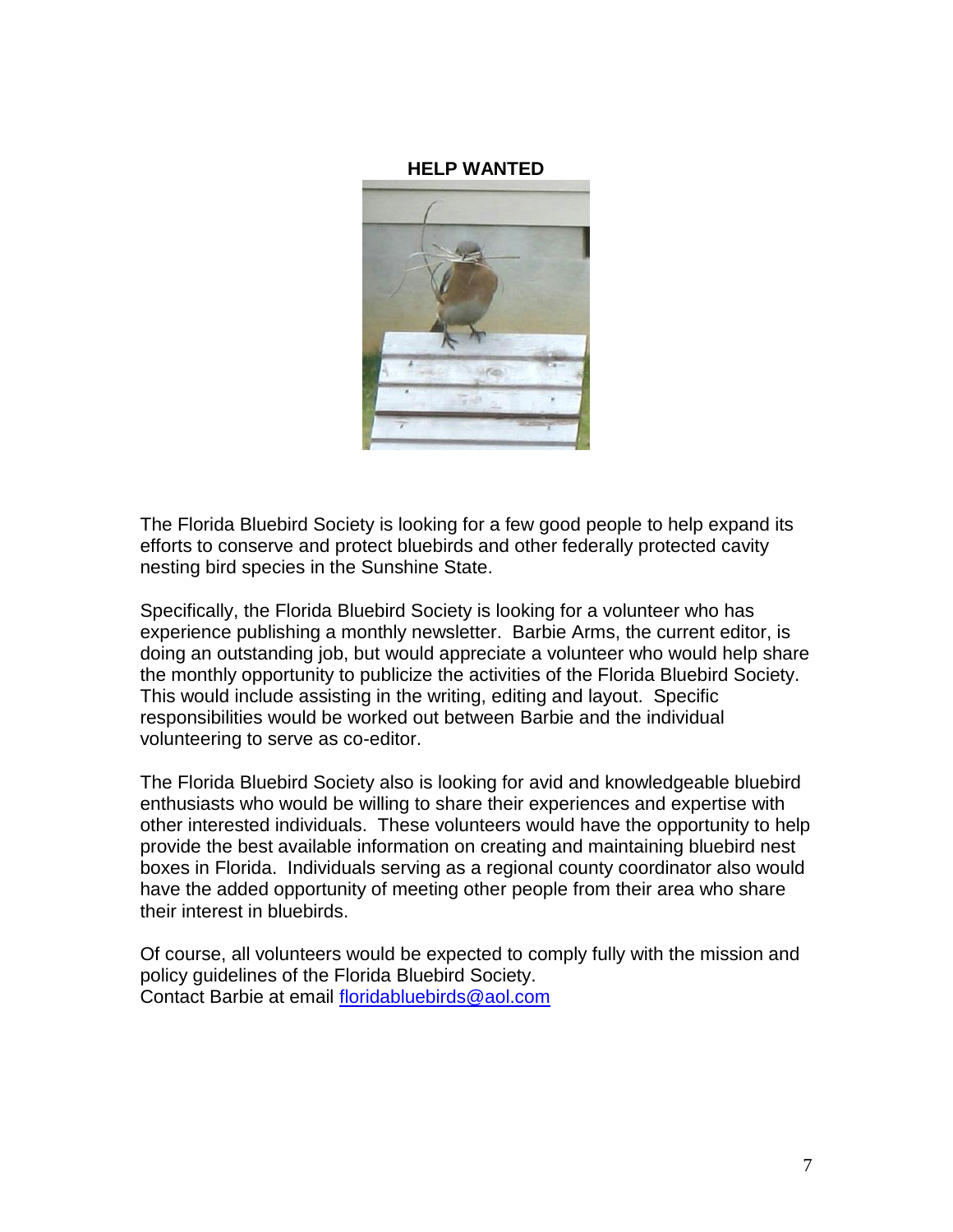**HELP WANTED**

The Florida Bluebird Society is looking for a few good people to help expand its efforts to conserve and protect bluebirds and other federally protected cavity nesting bird species in the Sunshine State.

Specifically, the Florida Bluebird Society is looking for a volunteer who has experience publishing a monthly newsletter. Barbie Arms, the current editor, is doing an outstanding job, but would appreciate a volunteer who would help share the monthly opportunity to publicize the activities of the Florida Bluebird Society. This would include assisting in the writing, editing and layout. Specific responsibilities would be worked out between Barbie and the individual volunteering to serve as co-editor.

The Florida Bluebird Society also is looking for avid and knowledgeable bluebird enthusiasts who would be willing to share their experiences and expertise with other interested individuals. These volunteers would have the opportunity to help provide the best available information on creating and maintaining bluebird nest boxes in Florida. Individuals serving as a regional county coordinator also would have the added opportunity of meeting other people from their area who share their interest in bluebirds.

Of course, all volunteers would be expected to comply fully with the mission and policy guidelines of the Florida Bluebird Society.
Contact Barbie at email floridabluebirds@aol.com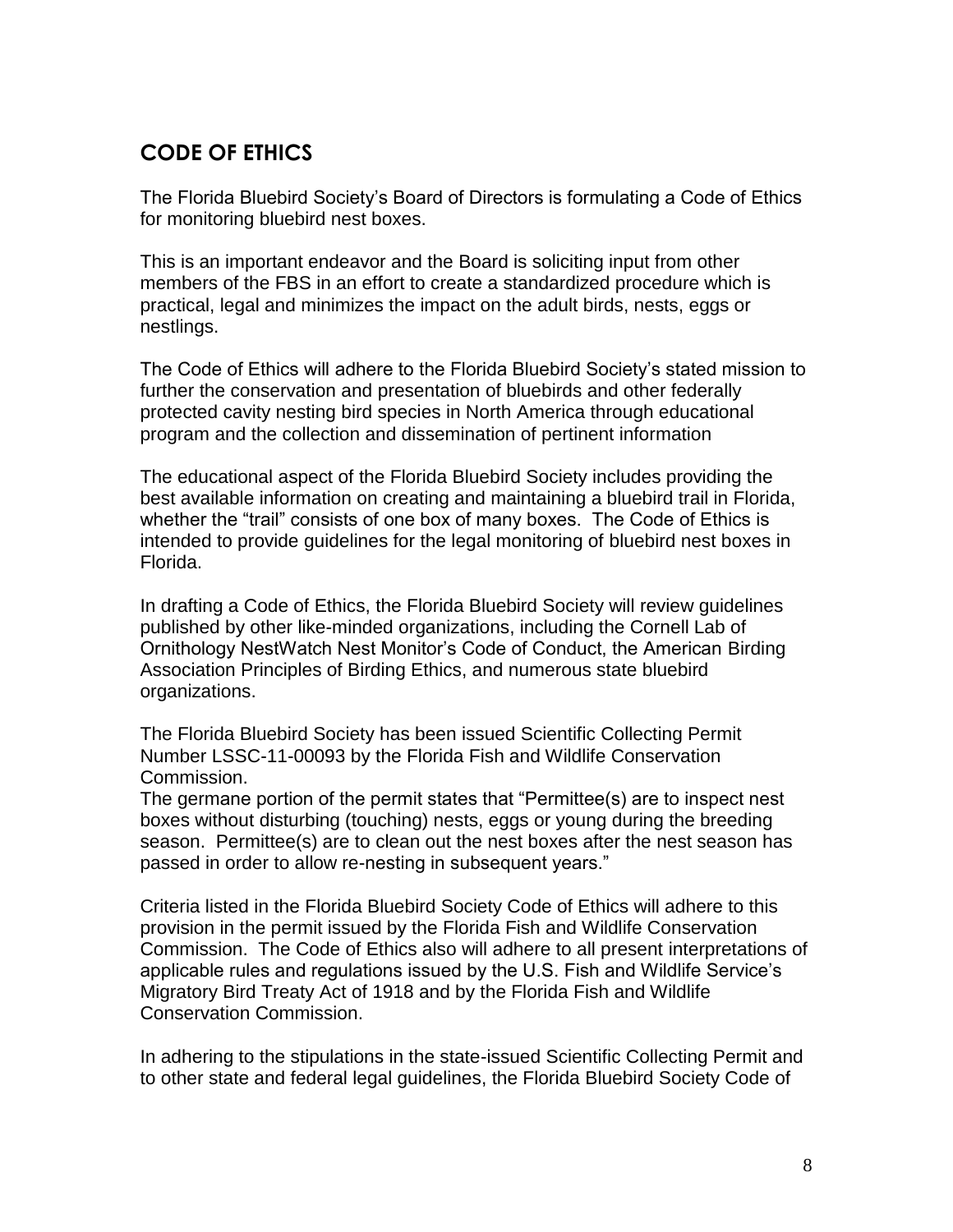## CODE OF ETHICS

The Florida Bluebird Society's Board of Directors is formulating a Code of Ethics for monitoring bluebird nest boxes.

This is an important endeavor and the Board is soliciting input from other members of the FBS in an effort to create a standardized procedure which is practical, legal and minimizes the impact on the adult birds, nests, eggs or nestlings.

The Code of Ethics will adhere to the Florida Bluebird Society's stated mission to further the conservation and presentation of bluebirds and other federally protected cavity nesting bird species in North America through educational program and the collection and dissemination of pertinent information

The educational aspect of the Florida Bluebird Society includes providing the best available information on creating and maintaining a bluebird trail in Florida, whether the "trail" consists of one box of many boxes. The Code of Ethics is intended to provide guidelines for the legal monitoring of bluebird nest boxes in Florida.

In drafting a Code of Ethics, the Florida Bluebird Society will review guidelines published by other like-minded organizations, including the Cornell Lab of Ornithology NestWatch Nest Monitor's Code of Conduct, the American Birding Association Principles of Birding Ethics, and numerous state bluebird organizations.

The Florida Bluebird Society has been issued Scientific Collecting Permit Number LSSC-11-00093 by the Florida Fish and Wildlife Conservation Commission.
The germane portion of the permit states that "Permittee(s) are to inspect nest boxes without disturbing (touching) nests, eggs or young during the breeding season. Permittee(s) are to clean out the nest boxes after the nest season has passed in order to allow re-nesting in subsequent years."

Criteria listed in the Florida Bluebird Society Code of Ethics will adhere to this provision in the permit issued by the Florida Fish and Wildlife Conservation Commission. The Code of Ethics also will adhere to all present interpretations of applicable rules and regulations issued by the U.S. Fish and Wildlife Service's Migratory Bird Treaty Act of 1918 and by the Florida Fish and Wildlife Conservation Commission.

In adhering to the stipulations in the state-issued Scientific Collecting Permit and to other state and federal legal guidelines, the Florida Bluebird Society Code of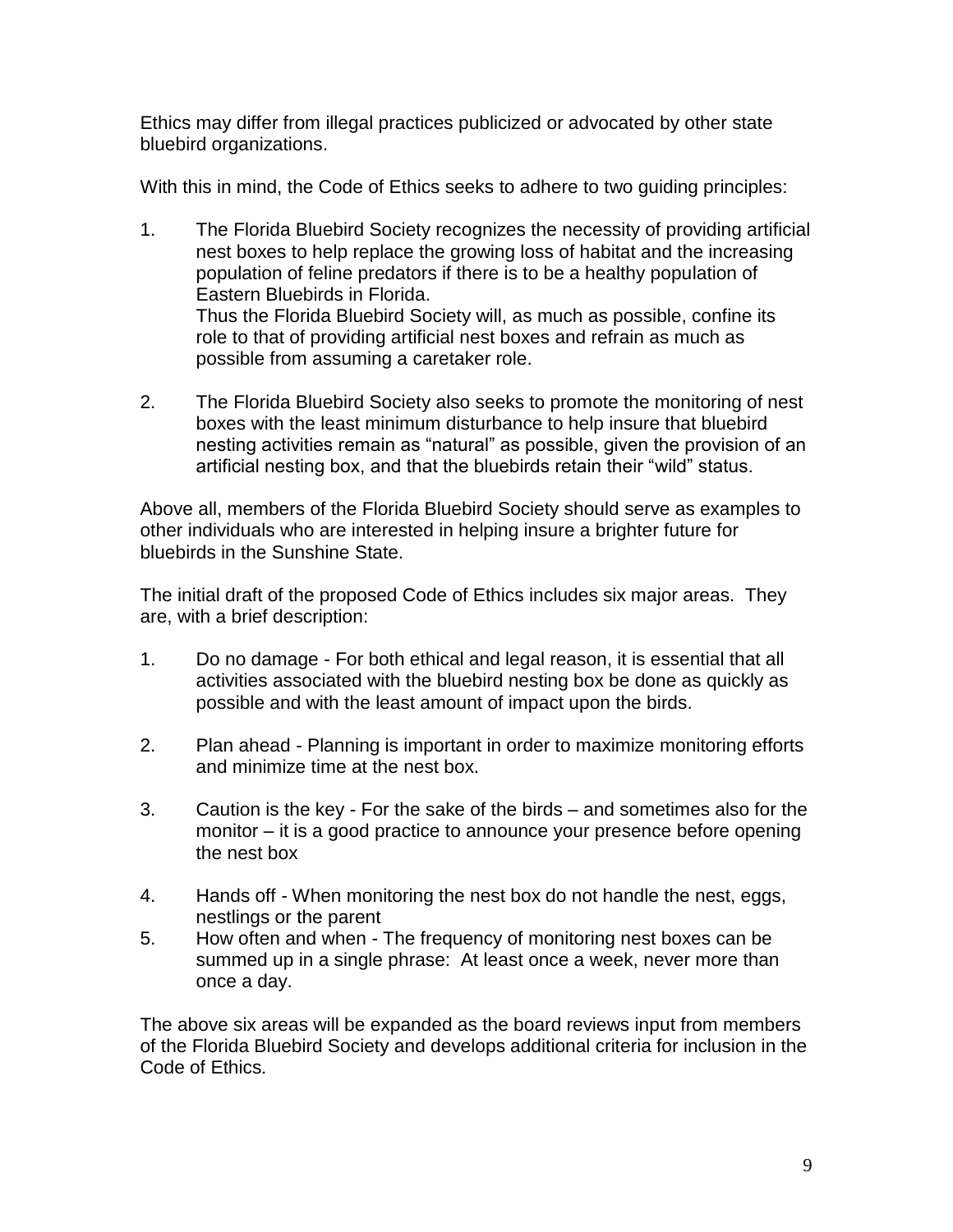Ethics may differ from illegal practices publicized or advocated by other state bluebird organizations.

With this in mind, the Code of Ethics seeks to adhere to two guiding principles:

1. The Florida Bluebird Society recognizes the necessity of providing artificial nest boxes to help replace the growing loss of habitat and the increasing population of feline predators if there is to be a healthy population of Eastern Bluebirds in Florida.
   Thus the Florida Bluebird Society will, as much as possible, confine its role to that of providing artificial nest boxes and refrain as much as possible from assuming a caretaker role.

2. The Florida Bluebird Society also seeks to promote the monitoring of nest boxes with the least minimum disturbance to help insure that bluebird nesting activities remain as "natural" as possible, given the provision of an artificial nesting box, and that the bluebirds retain their "wild" status.

Above all, members of the Florida Bluebird Society should serve as examples to other individuals who are interested in helping insure a brighter future for bluebirds in the Sunshine State.

The initial draft of the proposed Code of Ethics includes six major areas. They are, with a brief description:

1. Do no damage - For both ethical and legal reason, it is essential that all activities associated with the bluebird nesting box be done as quickly as possible and with the least amount of impact upon the birds.

2. Plan ahead - Planning is important in order to maximize monitoring efforts and minimize time at the nest box.

3. Caution is the key - For the sake of the birds – and sometimes also for the monitor – it is a good practice to announce your presence before opening the nest box

4. Hands off - When monitoring the nest box do not handle the nest, eggs, nestlings or the parent
5. How often and when - The frequency of monitoring nest boxes can be summed up in a single phrase: At least once a week, never more than once a day.

The above six areas will be expanded as the board reviews input from members of the Florida Bluebird Society and develops additional criteria for inclusion in the Code of Ethics.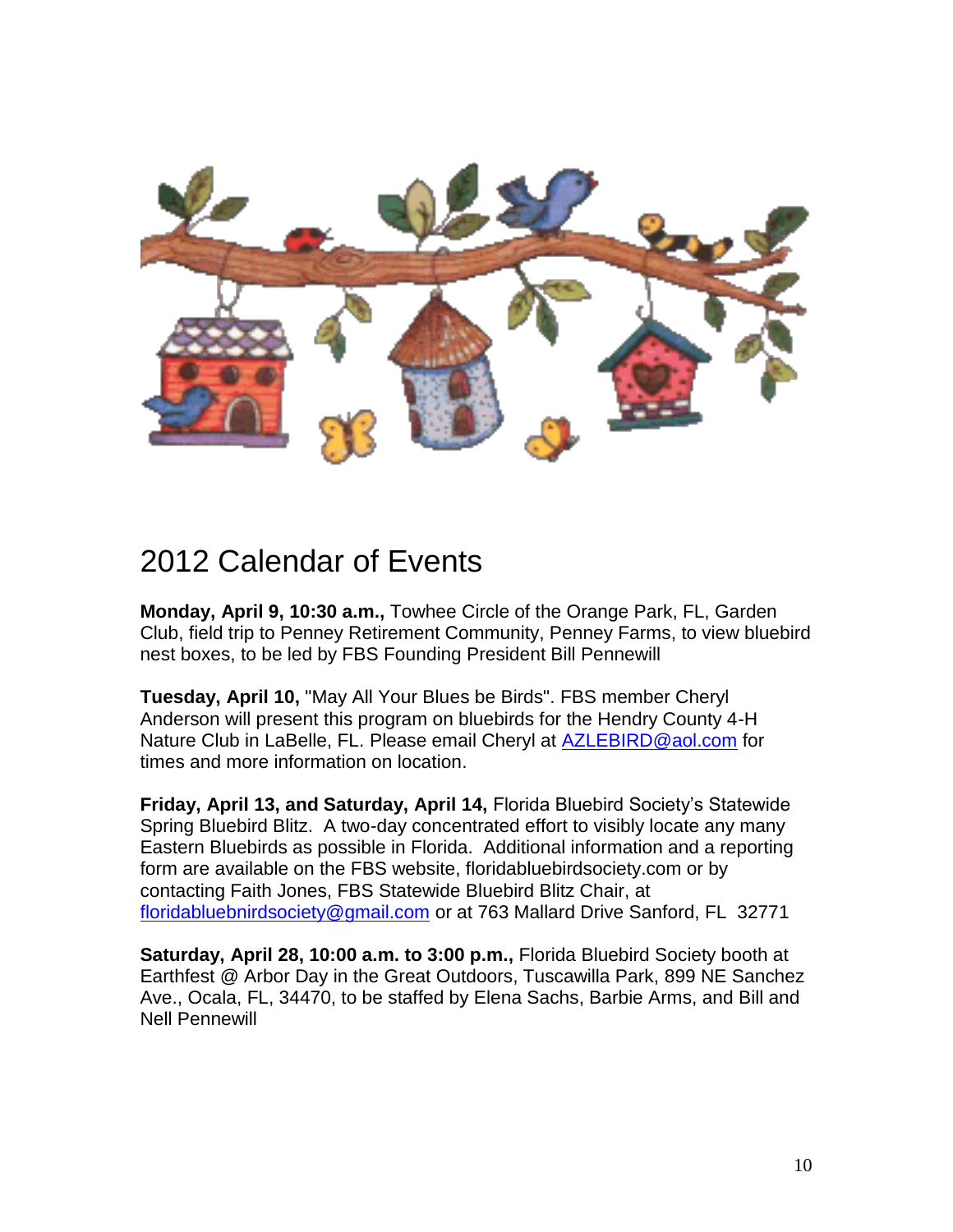# 2012 Calendar of Events

**Monday, April 9, 10:30 a.m.,** Towhee Circle of the Orange Park, FL, Garden Club, field trip to Penney Retirement Community, Penney Farms, to view bluebird nest boxes, to be led by FBS Founding President Bill Pennewill

**Tuesday, April 10,** "May All Your Blues be Birds". FBS member Cheryl Anderson will present this program on bluebirds for the Hendry County 4-H Nature Club in LaBelle, FL. Please email Cheryl at AZLEBIRD@aol.com for times and more information on location.

**Friday, April 13, and Saturday, April 14,** Florida Bluebird Society's Statewide Spring Bluebird Blitz. A two-day concentrated effort to visibly locate any many Eastern Bluebirds as possible in Florida. Additional information and a reporting form are available on the FBS website, floridabluebirdsociety.com or by contacting Faith Jones, FBS Statewide Bluebird Blitz Chair, at floridabluebnirdsociety@gmail.com or at 763 Mallard Drive Sanford, FL 32771

**Saturday, April 28, 10:00 a.m. to 3:00 p.m.,** Florida Bluebird Society booth at Earthfest @ Arbor Day in the Great Outdoors, Tuscawilla Park, 899 NE Sanchez Ave., Ocala, FL, 34470, to be staffed by Elena Sachs, Barbie Arms, and Bill and Nell Pennewill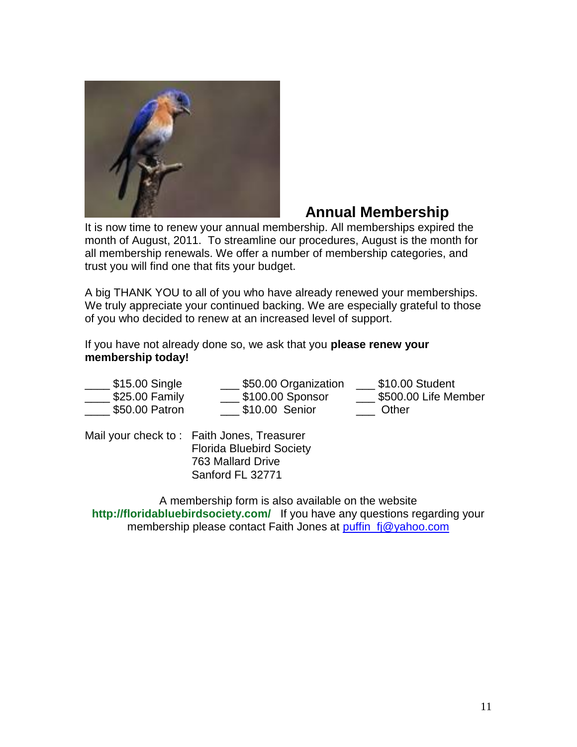## Annual Membership

It is now time to renew your annual membership. All memberships expired the month of August, 2011. To streamline our procedures, August is the month for all membership renewals. We offer a number of membership categories, and trust you will find one that fits your budget.

A big THANK YOU to all of you who have already renewed your memberships. We truly appreciate your continued backing. We are especially grateful to those of you who decided to renew at an increased level of support.

If you have not already done so, we ask that you **please renew your membership today!**

| | | |
|---|---|---|
| ____ $15.00 Single | ___ $50.00 Organization | ___ $10.00 Student |
| ____ $25.00 Family | ___ $100.00 Sponsor | ___ $500.00 Life Member |
| ____ $50.00 Patron | ___ $10.00 Senior | ___ Other |

Mail your check to : Faith Jones, Treasurer
Florida Bluebird Society
763 Mallard Drive
Sanford FL 32771

A membership form is also available on the website **http://floridabluebirdsociety.com/** If you have any questions regarding your membership please contact Faith Jones at puffin_fj@yahoo.com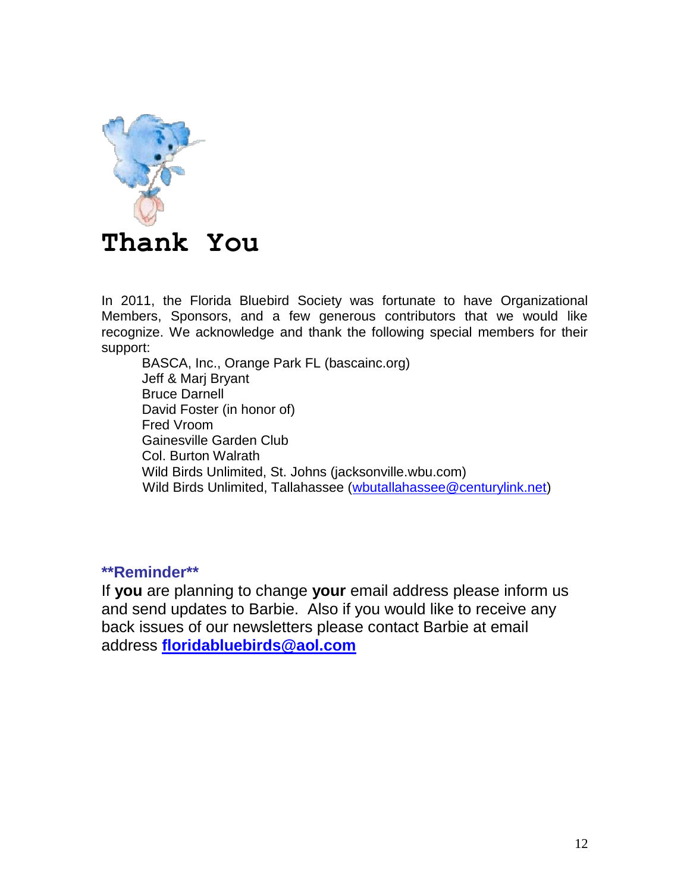# Thank You

In 2011, the Florida Bluebird Society was fortunate to have Organizational Members, Sponsors, and a few generous contributors that we would like recognize. We acknowledge and thank the following special members for their support:

- BASCA, Inc., Orange Park FL (bascainc.org)
- Jeff & Marj Bryant
- Bruce Darnell
- David Foster (in honor of)
- Fred Vroom
- Gainesville Garden Club
- Col. Burton Walrath
- Wild Birds Unlimited, St. Johns (jacksonville.wbu.com)
- Wild Birds Unlimited, Tallahassee (wbutallahassee@centurylink.net)

**\*\*Reminder\*\***

If **you** are planning to change **your** email address please inform us and send updates to Barbie. Also if you would like to receive any back issues of our newsletters please contact Barbie at email address **floridabluebirds@aol.com**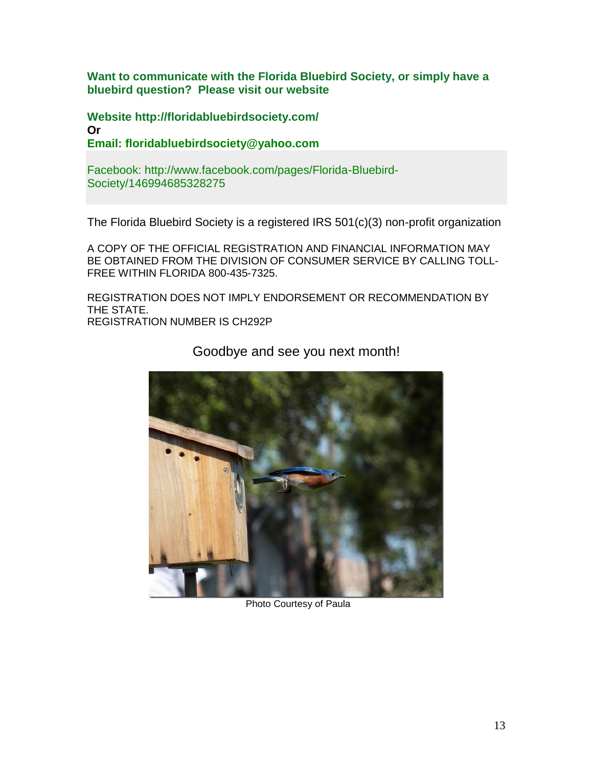**Want to communicate with the Florida Bluebird Society, or simply have a bluebird question? Please visit our website**

**Website http://floridabluebirdsociety.com/**
**Or**
**Email: floridabluebirdsociety@yahoo.com**

Facebook: http://www.facebook.com/pages/Florida-Bluebird-Society/146994685328275

The Florida Bluebird Society is a registered IRS 501(c)(3) non-profit organization

A COPY OF THE OFFICIAL REGISTRATION AND FINANCIAL INFORMATION MAY BE OBTAINED FROM THE DIVISION OF CONSUMER SERVICE BY CALLING TOLL-FREE WITHIN FLORIDA 800-435-7325.

REGISTRATION DOES NOT IMPLY ENDORSEMENT OR RECOMMENDATION BY THE STATE.
REGISTRATION NUMBER IS CH292P

Goodbye and see you next month!

Photo Courtesy of Paula